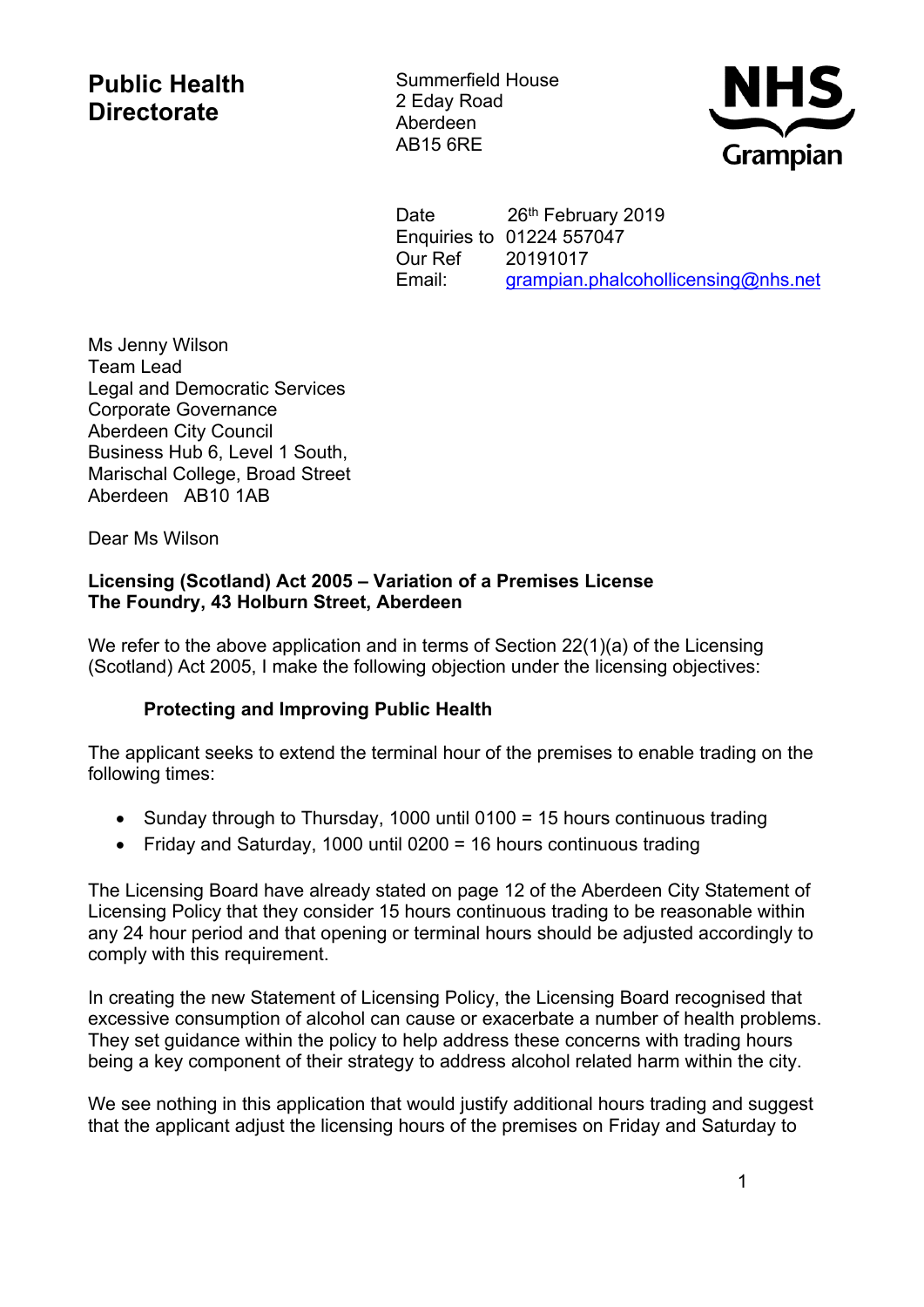**Public Health Directorate**

Summerfield House
2 Eday Road
Aberdeen
AB15 6RE

NHS Grampian

Date 26th February 2019
Enquiries to 01224 557047
Our Ref 20191017
Email: grampian.phalcohollicensing@nhs.net

Ms Jenny Wilson
Team Lead
Legal and Democratic Services
Corporate Governance
Aberdeen City Council
Business Hub 6, Level 1 South,
Marischal College, Broad Street
Aberdeen AB10 1AB

Dear Ms Wilson

**Licensing (Scotland) Act 2005 – Variation of a Premises License**
**The Foundry, 43 Holburn Street, Aberdeen**

We refer to the above application and in terms of Section 22(1)(a) of the Licensing (Scotland) Act 2005, I make the following objection under the licensing objectives:

**Protecting and Improving Public Health**

The applicant seeks to extend the terminal hour of the premises to enable trading on the following times:

- Sunday through to Thursday, 1000 until 0100 = 15 hours continuous trading
- Friday and Saturday, 1000 until 0200 = 16 hours continuous trading

The Licensing Board have already stated on page 12 of the Aberdeen City Statement of Licensing Policy that they consider 15 hours continuous trading to be reasonable within any 24 hour period and that opening or terminal hours should be adjusted accordingly to comply with this requirement.

In creating the new Statement of Licensing Policy, the Licensing Board recognised that excessive consumption of alcohol can cause or exacerbate a number of health problems. They set guidance within the policy to help address these concerns with trading hours being a key component of their strategy to address alcohol related harm within the city.

We see nothing in this application that would justify additional hours trading and suggest that the applicant adjust the licensing hours of the premises on Friday and Saturday to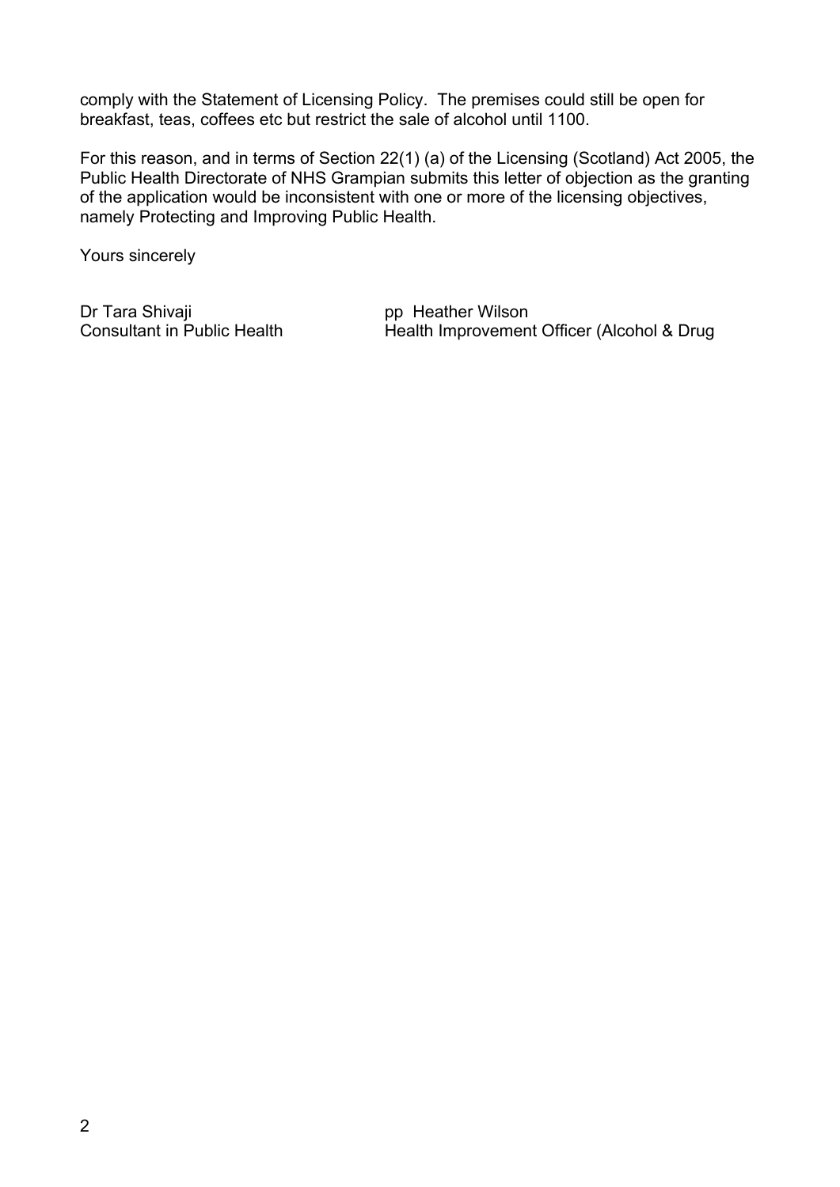comply with the Statement of Licensing Policy. The premises could still be open for breakfast, teas, coffees etc but restrict the sale of alcohol until 1100.

For this reason, and in terms of Section 22(1) (a) of the Licensing (Scotland) Act 2005, the Public Health Directorate of NHS Grampian submits this letter of objection as the granting of the application would be inconsistent with one or more of the licensing objectives, namely Protecting and Improving Public Health.

Yours sincerely

Dr Tara Shivaji
Consultant in Public Health

pp Heather Wilson
Health Improvement Officer (Alcohol & Drug